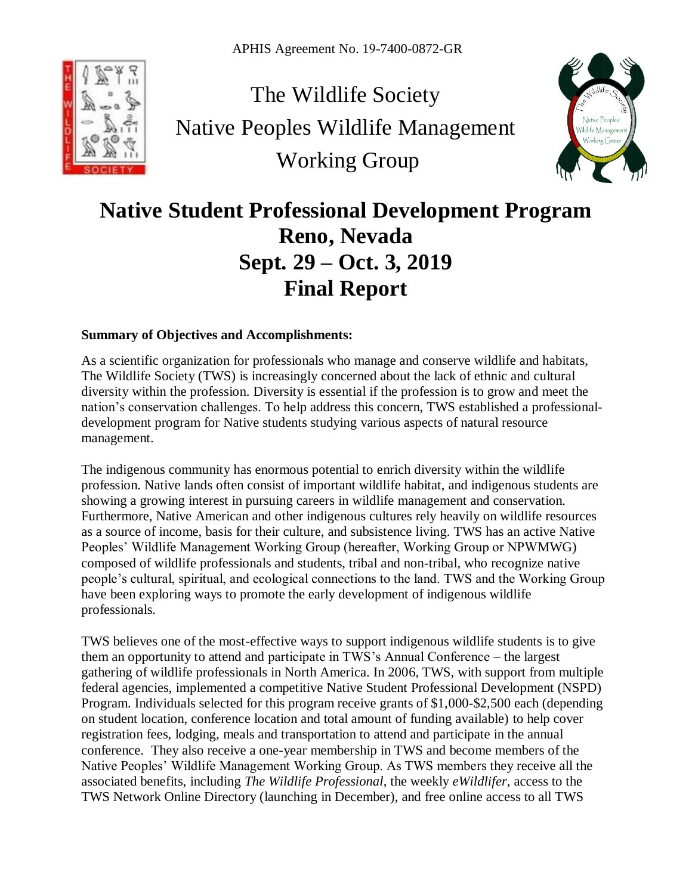APHIS Agreement No. 19-7400-0872-GR

# The Wildlife Society Native Peoples Wildlife Management Working Group

# Native Student Professional Development Program Reno, Nevada Sept. 29 – Oct. 3, 2019 Final Report

**Summary of Objectives and Accomplishments:**

As a scientific organization for professionals who manage and conserve wildlife and habitats, The Wildlife Society (TWS) is increasingly concerned about the lack of ethnic and cultural diversity within the profession. Diversity is essential if the profession is to grow and meet the nation's conservation challenges. To help address this concern, TWS established a professional-development program for Native students studying various aspects of natural resource management.

The indigenous community has enormous potential to enrich diversity within the wildlife profession. Native lands often consist of important wildlife habitat, and indigenous students are showing a growing interest in pursuing careers in wildlife management and conservation. Furthermore, Native American and other indigenous cultures rely heavily on wildlife resources as a source of income, basis for their culture, and subsistence living. TWS has an active Native Peoples' Wildlife Management Working Group (hereafter, Working Group or NPWMWG) composed of wildlife professionals and students, tribal and non-tribal, who recognize native people's cultural, spiritual, and ecological connections to the land. TWS and the Working Group have been exploring ways to promote the early development of indigenous wildlife professionals.

TWS believes one of the most-effective ways to support indigenous wildlife students is to give them an opportunity to attend and participate in TWS's Annual Conference – the largest gathering of wildlife professionals in North America. In 2006, TWS, with support from multiple federal agencies, implemented a competitive Native Student Professional Development (NSPD) Program. Individuals selected for this program receive grants of $1,000-$2,500 each (depending on student location, conference location and total amount of funding available) to help cover registration fees, lodging, meals and transportation to attend and participate in the annual conference. They also receive a one-year membership in TWS and become members of the Native Peoples' Wildlife Management Working Group. As TWS members they receive all the associated benefits, including *The Wildlife Professional*, the weekly *eWildlifer*, access to the TWS Network Online Directory (launching in December), and free online access to all TWS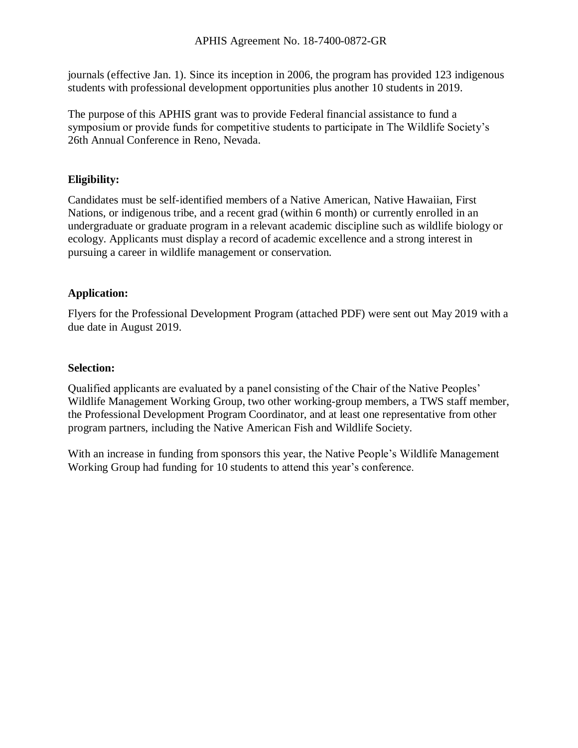journals (effective Jan. 1). Since its inception in 2006, the program has provided 123 indigenous students with professional development opportunities plus another 10 students in 2019.

The purpose of this APHIS grant was to provide Federal financial assistance to fund a symposium or provide funds for competitive students to participate in The Wildlife Society's 26th Annual Conference in Reno, Nevada.

**Eligibility:**

Candidates must be self-identified members of a Native American, Native Hawaiian, First Nations, or indigenous tribe, and a recent grad (within 6 month) or currently enrolled in an undergraduate or graduate program in a relevant academic discipline such as wildlife biology or ecology. Applicants must display a record of academic excellence and a strong interest in pursuing a career in wildlife management or conservation.

**Application:**

Flyers for the Professional Development Program (attached PDF) were sent out May 2019 with a due date in August 2019.

**Selection:**

Qualified applicants are evaluated by a panel consisting of the Chair of the Native Peoples' Wildlife Management Working Group, two other working-group members, a TWS staff member, the Professional Development Program Coordinator, and at least one representative from other program partners, including the Native American Fish and Wildlife Society.

With an increase in funding from sponsors this year, the Native People's Wildlife Management Working Group had funding for 10 students to attend this year's conference.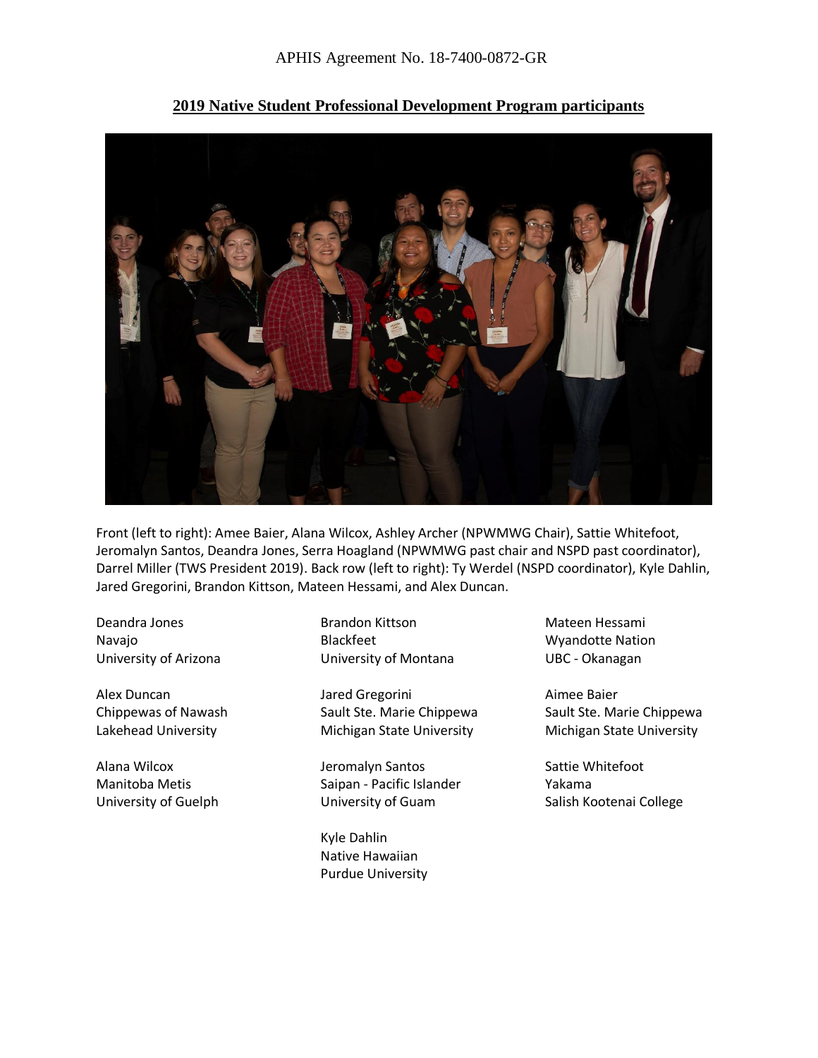APHIS Agreement No. 18-7400-0872-GR

## 2019 Native Student Professional Development Program participants

Front (left to right): Amee Baier, Alana Wilcox, Ashley Archer (NPWMWG Chair), Sattie Whitefoot, Jeromalyn Santos, Deandra Jones, Serra Hoagland (NPWMWG past chair and NSPD past coordinator), Darrel Miller (TWS President 2019). Back row (left to right): Ty Werdel (NSPD coordinator), Kyle Dahlin, Jared Gregorini, Brandon Kittson, Mateen Hessami, and Alex Duncan.

Deandra Jones
Navajo
University of Arizona

Alex Duncan
Chippewas of Nawash
Lakehead University

Alana Wilcox
Manitoba Metis
University of Guelph

Brandon Kittson
Blackfeet
University of Montana

Jared Gregorini
Sault Ste. Marie Chippewa
Michigan State University

Jeromalyn Santos
Saipan - Pacific Islander
University of Guam

Kyle Dahlin
Native Hawaiian
Purdue University

Mateen Hessami
Wyandotte Nation
UBC - Okanagan

Aimee Baier
Sault Ste. Marie Chippewa
Michigan State University

Sattie Whitefoot
Yakama
Salish Kootenai College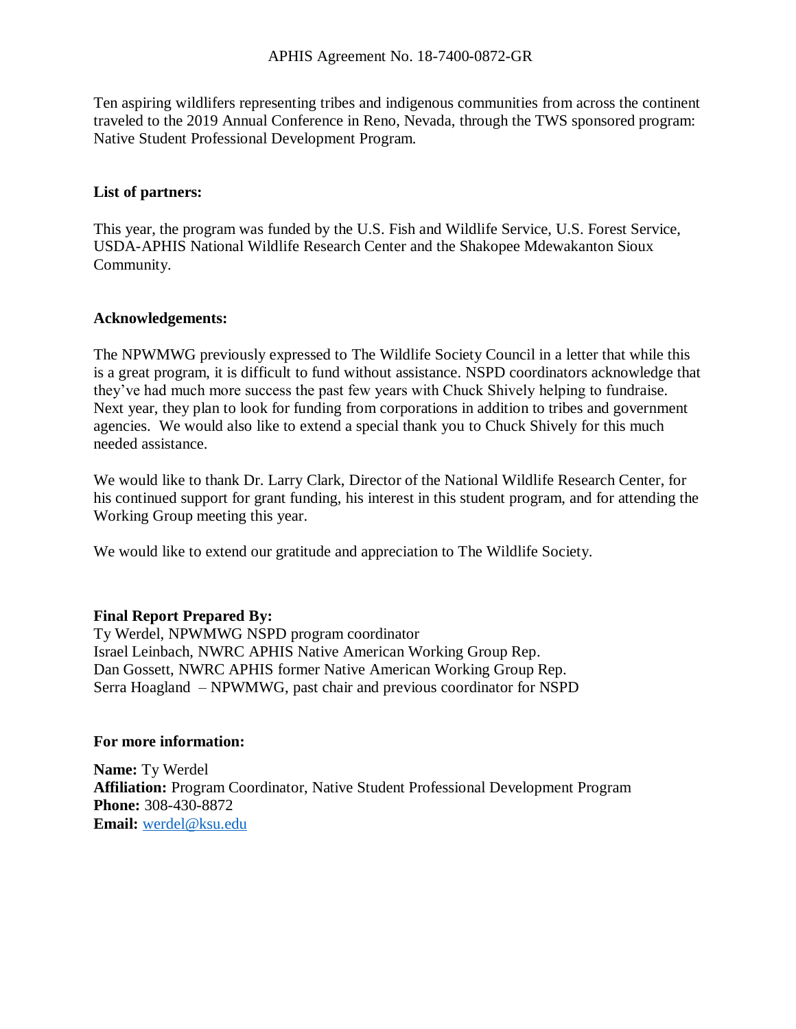Ten aspiring wildlifers representing tribes and indigenous communities from across the continent traveled to the 2019 Annual Conference in Reno, Nevada, through the TWS sponsored program: Native Student Professional Development Program.

**List of partners:**

This year, the program was funded by the U.S. Fish and Wildlife Service, U.S. Forest Service, USDA-APHIS National Wildlife Research Center and the Shakopee Mdewakanton Sioux Community.

**Acknowledgements:**

The NPWMWG previously expressed to The Wildlife Society Council in a letter that while this is a great program, it is difficult to fund without assistance. NSPD coordinators acknowledge that they've had much more success the past few years with Chuck Shively helping to fundraise. Next year, they plan to look for funding from corporations in addition to tribes and government agencies. We would also like to extend a special thank you to Chuck Shively for this much needed assistance.

We would like to thank Dr. Larry Clark, Director of the National Wildlife Research Center, for his continued support for grant funding, his interest in this student program, and for attending the Working Group meeting this year.

We would like to extend our gratitude and appreciation to The Wildlife Society.

**Final Report Prepared By:**
Ty Werdel, NPWMWG NSPD program coordinator
Israel Leinbach, NWRC APHIS Native American Working Group Rep.
Dan Gossett, NWRC APHIS former Native American Working Group Rep.
Serra Hoagland – NPWMWG, past chair and previous coordinator for NSPD

**For more information:**

**Name:** Ty Werdel
**Affiliation:** Program Coordinator, Native Student Professional Development Program
**Phone:** 308-430-8872
**Email:** werdel@ksu.edu